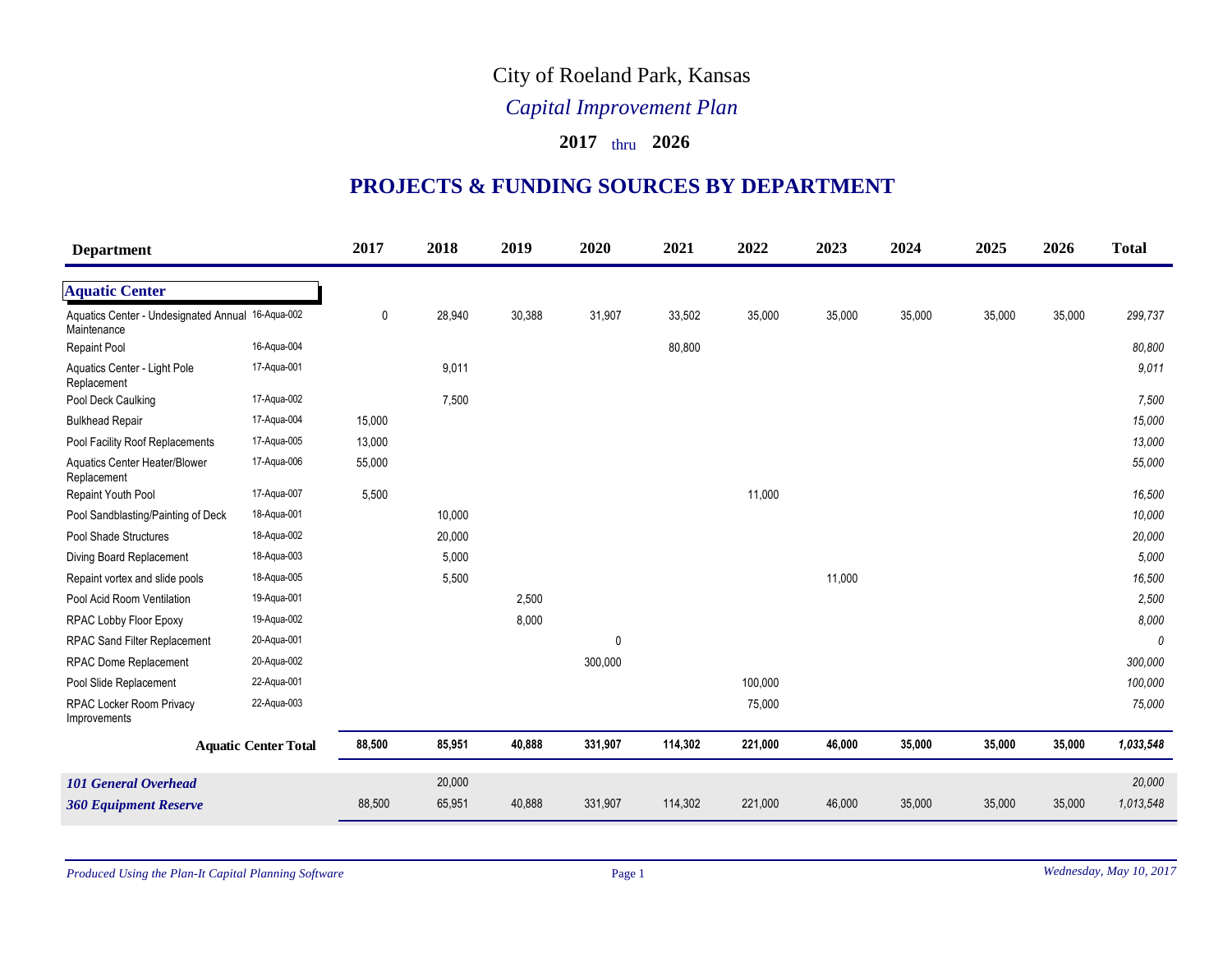# City of Roeland Park, Kansas

## *Capital Improvement Plan*

**2017** thru **2026**

## PROJECTS & FUNDING SOURCES BY DEPARTMENT

| Department | | 2017 | 2018 | 2019 | 2020 | 2021 | 2022 | 2023 | 2024 | 2025 | 2026 | Total |
|---|---|---|---|---|---|---|---|---|---|---|---|---|
| **Aquatic Center** | | | | | | | | | | | | |
| Aquatics Center - Undesignated Annual Maintenance | 16-Aqua-002 | 0 | 28,940 | 30,388 | 31,907 | 33,502 | 35,000 | 35,000 | 35,000 | 35,000 | 35,000 | *299,737* |
| Repaint Pool | 16-Aqua-004 | | | | | 80,800 | | | | | | *80,800* |
| Aquatics Center - Light Pole Replacement | 17-Aqua-001 | | 9,011 | | | | | | | | | *9,011* |
| Pool Deck Caulking | 17-Aqua-002 | | 7,500 | | | | | | | | | *7,500* |
| Bulkhead Repair | 17-Aqua-004 | 15,000 | | | | | | | | | | *15,000* |
| Pool Facility Roof Replacements | 17-Aqua-005 | 13,000 | | | | | | | | | | *13,000* |
| Aquatics Center Heater/Blower Replacement | 17-Aqua-006 | 55,000 | | | | | | | | | | *55,000* |
| Repaint Youth Pool | 17-Aqua-007 | 5,500 | | | | | 11,000 | | | | | *16,500* |
| Pool Sandblasting/Painting of Deck | 18-Aqua-001 | | 10,000 | | | | | | | | | *10,000* |
| Pool Shade Structures | 18-Aqua-002 | | 20,000 | | | | | | | | | *20,000* |
| Diving Board Replacement | 18-Aqua-003 | | 5,000 | | | | | | | | | *5,000* |
| Repaint vortex and slide pools | 18-Aqua-005 | | 5,500 | | | | | 11,000 | | | | *16,500* |
| Pool Acid Room Ventilation | 19-Aqua-001 | | | 2,500 | | | | | | | | *2,500* |
| RPAC Lobby Floor Epoxy | 19-Aqua-002 | | | 8,000 | | | | | | | | *8,000* |
| RPAC Sand Filter Replacement | 20-Aqua-001 | | | | 0 | | | | | | | *0* |
| RPAC Dome Replacement | 20-Aqua-002 | | | | 300,000 | | | | | | | *300,000* |
| Pool Slide Replacement | 22-Aqua-001 | | | | | | 100,000 | | | | | *100,000* |
| RPAC Locker Room Privacy Improvements | 22-Aqua-003 | | | | | | 75,000 | | | | | *75,000* |
| **Aquatic Center Total** | | **88,500** | **85,951** | **40,888** | **331,907** | **114,302** | **221,000** | **46,000** | **35,000** | **35,000** | **35,000** | ***1,033,548*** |
| ***101 General Overhead*** | | | 20,000 | | | | | | | | | *20,000* |
| ***360 Equipment Reserve*** | | 88,500 | 65,951 | 40,888 | 331,907 | 114,302 | 221,000 | 46,000 | 35,000 | 35,000 | 35,000 | *1,013,548* |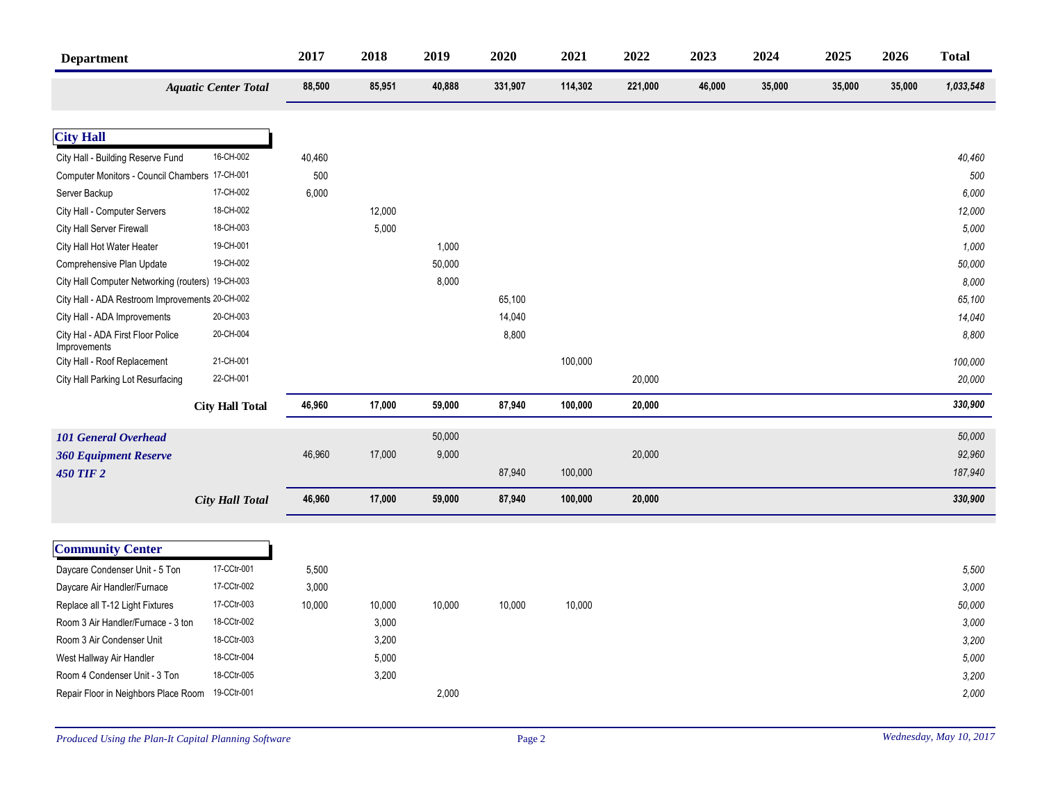| Department | | 2017 | 2018 | 2019 | 2020 | 2021 | 2022 | 2023 | 2024 | 2025 | 2026 | Total |
|---|---|---|---|---|---|---|---|---|---|---|---|---|
| ***Aquatic Center Total*** | | 88,500 | 85,951 | 40,888 | 331,907 | 114,302 | 221,000 | 46,000 | 35,000 | 35,000 | 35,000 | *1,033,548* |

## City Hall

| Department | | 2017 | 2018 | 2019 | 2020 | 2021 | 2022 | 2023 | 2024 | 2025 | 2026 | Total |
|---|---|---|---|---|---|---|---|---|---|---|---|---|
| City Hall - Building Reserve Fund | 16-CH-002 | 40,460 | | | | | | | | | | *40,460* |
| Computer Monitors - Council Chambers | 17-CH-001 | 500 | | | | | | | | | | *500* |
| Server Backup | 17-CH-002 | 6,000 | | | | | | | | | | *6,000* |
| City Hall - Computer Servers | 18-CH-002 | | 12,000 | | | | | | | | | *12,000* |
| City Hall Server Firewall | 18-CH-003 | | 5,000 | | | | | | | | | *5,000* |
| City Hall Hot Water Heater | 19-CH-001 | | | 1,000 | | | | | | | | *1,000* |
| Comprehensive Plan Update | 19-CH-002 | | | 50,000 | | | | | | | | *50,000* |
| City Hall Computer Networking (routers) | 19-CH-003 | | | 8,000 | | | | | | | | *8,000* |
| City Hall - ADA Restroom Improvements | 20-CH-002 | | | | 65,100 | | | | | | | *65,100* |
| City Hall - ADA Improvements | 20-CH-003 | | | | 14,040 | | | | | | | *14,040* |
| City Hal - ADA First Floor Police Improvements | 20-CH-004 | | | | 8,800 | | | | | | | *8,800* |
| City Hall - Roof Replacement | 21-CH-001 | | | | | 100,000 | | | | | | *100,000* |
| City Hall Parking Lot Resurfacing | 22-CH-001 | | | | | | 20,000 | | | | | *20,000* |
| **City Hall Total** | | **46,960** | **17,000** | **59,000** | **87,940** | **100,000** | **20,000** | | | | | ***330,900*** |
| ***101 General Overhead*** | | | | 50,000 | | | | | | | | *50,000* |
| ***360 Equipment Reserve*** | | 46,960 | 17,000 | 9,000 | | | 20,000 | | | | | *92,960* |
| ***450 TIF 2*** | | | | | 87,940 | 100,000 | | | | | | *187,940* |
| ***City Hall Total*** | | **46,960** | **17,000** | **59,000** | **87,940** | **100,000** | **20,000** | | | | | ***330,900*** |

## Community Center

| Department | | 2017 | 2018 | 2019 | 2020 | 2021 | 2022 | 2023 | 2024 | 2025 | 2026 | Total |
|---|---|---|---|---|---|---|---|---|---|---|---|---|
| Daycare Condenser Unit - 5 Ton | 17-CCtr-001 | 5,500 | | | | | | | | | | *5,500* |
| Daycare Air Handler/Furnace | 17-CCtr-002 | 3,000 | | | | | | | | | | *3,000* |
| Replace all T-12 Light Fixtures | 17-CCtr-003 | 10,000 | 10,000 | 10,000 | 10,000 | 10,000 | | | | | | *50,000* |
| Room 3 Air Handler/Furnace - 3 ton | 18-CCtr-002 | | 3,000 | | | | | | | | | *3,000* |
| Room 3 Air Condenser Unit | 18-CCtr-003 | | 3,200 | | | | | | | | | *3,200* |
| West Hallway Air Handler | 18-CCtr-004 | | 5,000 | | | | | | | | | *5,000* |
| Room 4 Condenser Unit - 3 Ton | 18-CCtr-005 | | 3,200 | | | | | | | | | *3,200* |
| Repair Floor in Neighbors Place Room | 19-CCtr-001 | | | 2,000 | | | | | | | | *2,000* |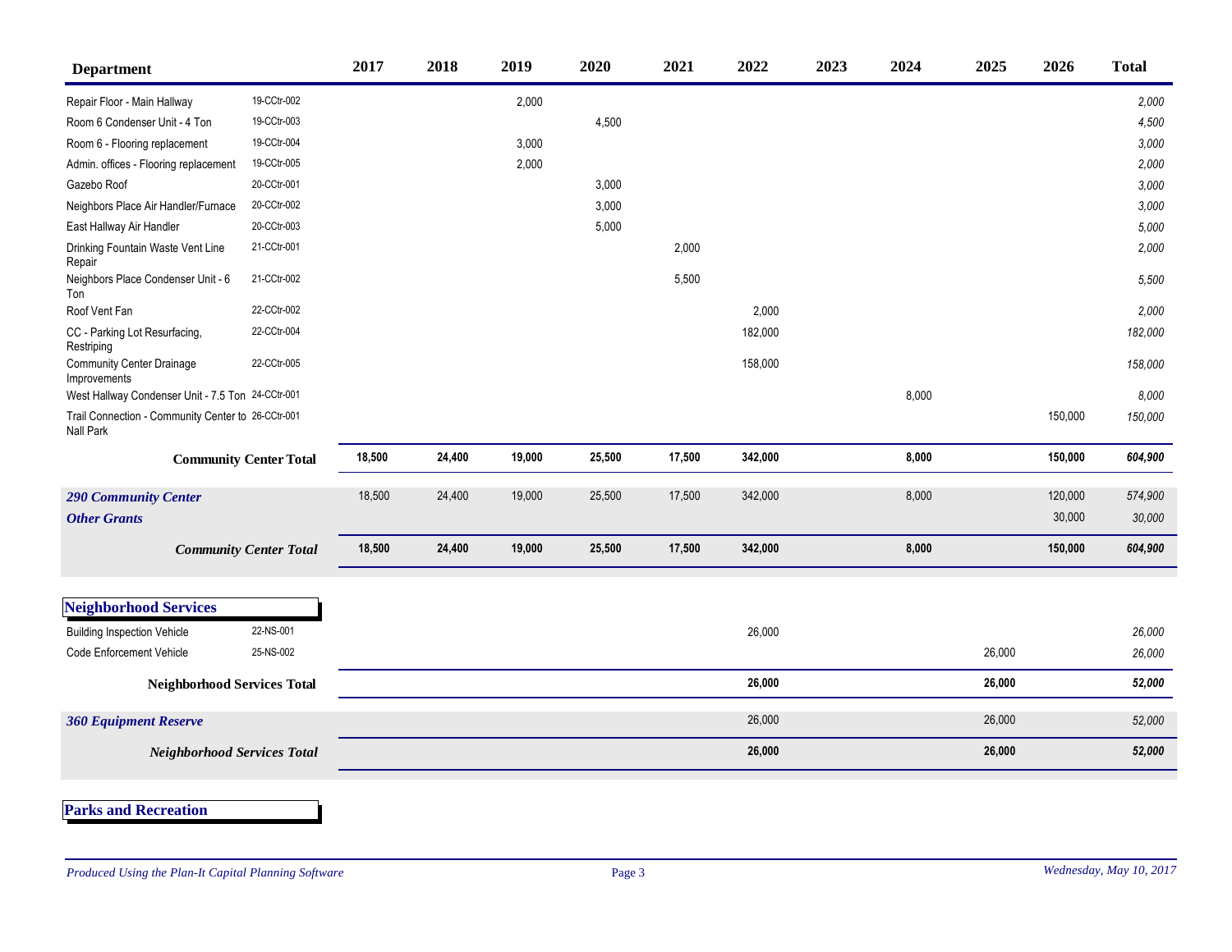| Department | | 2017 | 2018 | 2019 | 2020 | 2021 | 2022 | 2023 | 2024 | 2025 | 2026 | Total |
|---|---|---|---|---|---|---|---|---|---|---|---|---|
| Repair Floor - Main Hallway | 19-CCtr-002 | | | 2,000 | | | | | | | | *2,000* |
| Room 6 Condenser Unit - 4 Ton | 19-CCtr-003 | | | | 4,500 | | | | | | | *4,500* |
| Room 6 - Flooring replacement | 19-CCtr-004 | | | 3,000 | | | | | | | | *3,000* |
| Admin. offices - Flooring replacement | 19-CCtr-005 | | | 2,000 | | | | | | | | *2,000* |
| Gazebo Roof | 20-CCtr-001 | | | | 3,000 | | | | | | | *3,000* |
| Neighbors Place Air Handler/Furnace | 20-CCtr-002 | | | | 3,000 | | | | | | | *3,000* |
| East Hallway Air Handler | 20-CCtr-003 | | | | 5,000 | | | | | | | *5,000* |
| Drinking Fountain Waste Vent Line Repair | 21-CCtr-001 | | | | | 2,000 | | | | | | *2,000* |
| Neighbors Place Condenser Unit - 6 Ton | 21-CCtr-002 | | | | | 5,500 | | | | | | *5,500* |
| Roof Vent Fan | 22-CCtr-002 | | | | | | 2,000 | | | | | *2,000* |
| CC - Parking Lot Resurfacing, Restriping | 22-CCtr-004 | | | | | | 182,000 | | | | | *182,000* |
| Community Center Drainage Improvements | 22-CCtr-005 | | | | | | 158,000 | | | | | *158,000* |
| West Hallway Condenser Unit - 7.5 Ton | 24-CCtr-001 | | | | | | | | 8,000 | | | *8,000* |
| Trail Connection - Community Center to Nall Park | 26-CCtr-001 | | | | | | | | | | 150,000 | *150,000* |
| **Community Center Total** | | **18,500** | **24,400** | **19,000** | **25,500** | **17,500** | **342,000** | | **8,000** | | **150,000** | ***604,900*** |
| ***290 Community Center*** | | 18,500 | 24,400 | 19,000 | 25,500 | 17,500 | 342,000 | | 8,000 | | 120,000 | *574,900* |
| ***Other Grants*** | | | | | | | | | | | 30,000 | *30,000* |
| ***Community Center Total*** | | **18,500** | **24,400** | **19,000** | **25,500** | **17,500** | **342,000** | | **8,000** | | **150,000** | ***604,900*** |

## Neighborhood Services

| Department | | 2017 | 2018 | 2019 | 2020 | 2021 | 2022 | 2023 | 2024 | 2025 | 2026 | Total |
|---|---|---|---|---|---|---|---|---|---|---|---|---|
| Building Inspection Vehicle | 22-NS-001 | | | | | | 26,000 | | | | | *26,000* |
| Code Enforcement Vehicle | 25-NS-002 | | | | | | | | | 26,000 | | *26,000* |
| **Neighborhood Services Total** | | | | | | | **26,000** | | | **26,000** | | ***52,000*** |
| ***360 Equipment Reserve*** | | | | | | | 26,000 | | | 26,000 | | *52,000* |
| ***Neighborhood Services Total*** | | | | | | | **26,000** | | | **26,000** | | ***52,000*** |

## Parks and Recreation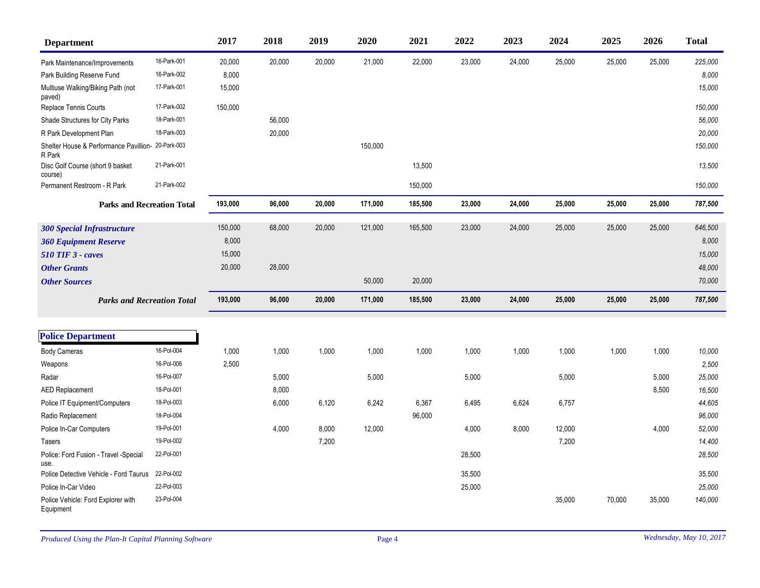| Department | | 2017 | 2018 | 2019 | 2020 | 2021 | 2022 | 2023 | 2024 | 2025 | 2026 | Total |
|---|---|---|---|---|---|---|---|---|---|---|---|---|
| Park Maintenance/Improvements | 16-Park-001 | 20,000 | 20,000 | 20,000 | 21,000 | 22,000 | 23,000 | 24,000 | 25,000 | 25,000 | 25,000 | *225,000* |
| Park Building Reserve Fund | 16-Park-002 | 8,000 | | | | | | | | | | *8,000* |
| Multiuse Walking/Biking Path (not paved) | 17-Park-001 | 15,000 | | | | | | | | | | *15,000* |
| Replace Tennis Courts | 17-Park-002 | 150,000 | | | | | | | | | | *150,000* |
| Shade Structures for City Parks | 18-Park-001 | | 56,000 | | | | | | | | | *56,000* |
| R Park Development Plan | 18-Park-003 | | 20,000 | | | | | | | | | *20,000* |
| Shelter House & Performance Pavillion- R Park | 20-Park-003 | | | | 150,000 | | | | | | | *150,000* |
| Disc Golf Course (short 9 basket course) | 21-Park-001 | | | | | 13,500 | | | | | | *13,500* |
| Permanent Restroom - R Park | 21-Park-002 | | | | | 150,000 | | | | | | *150,000* |
| **Parks and Recreation Total** | | **193,000** | **96,000** | **20,000** | **171,000** | **185,500** | **23,000** | **24,000** | **25,000** | **25,000** | **25,000** | ***787,500*** |
| ***300 Special Infrastructure*** | | 150,000 | 68,000 | 20,000 | 121,000 | 165,500 | 23,000 | 24,000 | 25,000 | 25,000 | 25,000 | *646,500* |
| ***360 Equipment Reserve*** | | 8,000 | | | | | | | | | | *8,000* |
| ***510 TIF 3 - caves*** | | 15,000 | | | | | | | | | | *15,000* |
| ***Other Grants*** | | 20,000 | 28,000 | | | | | | | | | *48,000* |
| ***Other Sources*** | | | | | 50,000 | 20,000 | | | | | | *70,000* |
| ***Parks and Recreation Total*** | | **193,000** | **96,000** | **20,000** | **171,000** | **185,500** | **23,000** | **24,000** | **25,000** | **25,000** | **25,000** | ***787,500*** |

## Police Department

| Department | | 2017 | 2018 | 2019 | 2020 | 2021 | 2022 | 2023 | 2024 | 2025 | 2026 | Total |
|---|---|---|---|---|---|---|---|---|---|---|---|---|
| Body Cameras | 16-Pol-004 | 1,000 | 1,000 | 1,000 | 1,000 | 1,000 | 1,000 | 1,000 | 1,000 | 1,000 | 1,000 | *10,000* |
| Weapons | 16-Pol-006 | 2,500 | | | | | | | | | | *2,500* |
| Radar | 16-Pol-007 | | 5,000 | | 5,000 | | 5,000 | | 5,000 | | 5,000 | *25,000* |
| AED Replacement | 18-Pol-001 | | 8,000 | | | | | | | | 8,500 | *16,500* |
| Police IT Equipment/Computers | 18-Pol-003 | | 6,000 | 6,120 | 6,242 | 6,367 | 6,495 | 6,624 | 6,757 | | | *44,605* |
| Radio Replacement | 18-Pol-004 | | | | | 96,000 | | | | | | *96,000* |
| Police In-Car Computers | 19-Pol-001 | | 4,000 | 8,000 | 12,000 | | 4,000 | 8,000 | 12,000 | | 4,000 | *52,000* |
| Tasers | 19-Pol-002 | | | 7,200 | | | | | 7,200 | | | *14,400* |
| Police: Ford Fusion - Travel -Special use. | 22-Pol-001 | | | | | | 28,500 | | | | | *28,500* |
| Police Detective Vehicle - Ford Taurus | 22-Pol-002 | | | | | | 35,500 | | | | | *35,500* |
| Police In-Car Video | 22-Pol-003 | | | | | | 25,000 | | | | | *25,000* |
| Police Vehicle: Ford Explorer with Equipment | 23-Pol-004 | | | | | | | | 35,000 | 70,000 | 35,000 | *140,000* |

*Produced Using the Plan-It Capital Planning Software* — *Wednesday, May 10, 2017*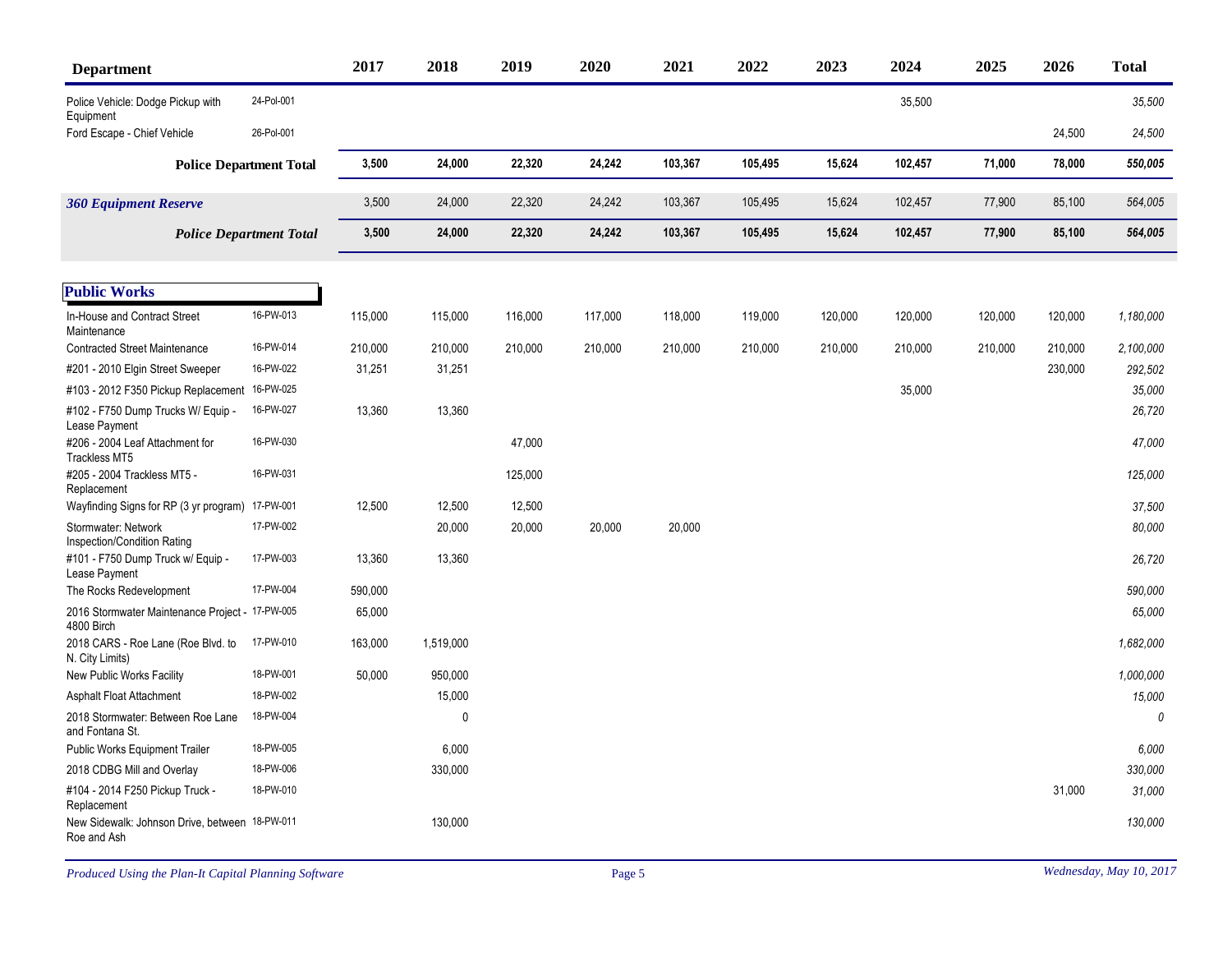| Department | | 2017 | 2018 | 2019 | 2020 | 2021 | 2022 | 2023 | 2024 | 2025 | 2026 | Total |
|---|---|---|---|---|---|---|---|---|---|---|---|---|
| Police Vehicle: Dodge Pickup with Equipment | 24-Pol-001 | | | | | | | | 35,500 | | | *35,500* |
| Ford Escape - Chief Vehicle | 26-Pol-001 | | | | | | | | | | 24,500 | *24,500* |
| **Police Department Total** | | **3,500** | **24,000** | **22,320** | **24,242** | **103,367** | **105,495** | **15,624** | **102,457** | **71,000** | **78,000** | ***550,005*** |
| ***360 Equipment Reserve*** | | 3,500 | 24,000 | 22,320 | 24,242 | 103,367 | 105,495 | 15,624 | 102,457 | 77,900 | 85,100 | *564,005* |
| ***Police Department Total*** | | **3,500** | **24,000** | **22,320** | **24,242** | **103,367** | **105,495** | **15,624** | **102,457** | **77,900** | **85,100** | ***564,005*** |

## Public Works

| Department | | 2017 | 2018 | 2019 | 2020 | 2021 | 2022 | 2023 | 2024 | 2025 | 2026 | Total |
|---|---|---|---|---|---|---|---|---|---|---|---|---|
| In-House and Contract Street Maintenance | 16-PW-013 | 115,000 | 115,000 | 116,000 | 117,000 | 118,000 | 119,000 | 120,000 | 120,000 | 120,000 | 120,000 | *1,180,000* |
| Contracted Street Maintenance | 16-PW-014 | 210,000 | 210,000 | 210,000 | 210,000 | 210,000 | 210,000 | 210,000 | 210,000 | 210,000 | 210,000 | *2,100,000* |
| #201 - 2010 Elgin Street Sweeper | 16-PW-022 | 31,251 | 31,251 | | | | | | | | 230,000 | *292,502* |
| #103 - 2012 F350 Pickup Replacement | 16-PW-025 | | | | | | | | 35,000 | | | *35,000* |
| #102 - F750 Dump Trucks W/ Equip - Lease Payment | 16-PW-027 | 13,360 | 13,360 | | | | | | | | | *26,720* |
| #206 - 2004 Leaf Attachment for Trackless MT5 | 16-PW-030 | | | 47,000 | | | | | | | | *47,000* |
| #205 - 2004 Trackless MT5 - Replacement | 16-PW-031 | | | 125,000 | | | | | | | | *125,000* |
| Wayfinding Signs for RP (3 yr program) | 17-PW-001 | 12,500 | 12,500 | 12,500 | | | | | | | | *37,500* |
| Stormwater: Network Inspection/Condition Rating | 17-PW-002 | | 20,000 | 20,000 | 20,000 | 20,000 | | | | | | *80,000* |
| #101 - F750 Dump Truck w/ Equip - Lease Payment | 17-PW-003 | 13,360 | 13,360 | | | | | | | | | *26,720* |
| The Rocks Redevelopment | 17-PW-004 | 590,000 | | | | | | | | | | *590,000* |
| 2016 Stormwater Maintenance Project - 4800 Birch | 17-PW-005 | 65,000 | | | | | | | | | | *65,000* |
| 2018 CARS - Roe Lane (Roe Blvd. to N. City Limits) | 17-PW-010 | 163,000 | 1,519,000 | | | | | | | | | *1,682,000* |
| New Public Works Facility | 18-PW-001 | 50,000 | 950,000 | | | | | | | | | *1,000,000* |
| Asphalt Float Attachment | 18-PW-002 | | 15,000 | | | | | | | | | *15,000* |
| 2018 Stormwater: Between Roe Lane and Fontana St. | 18-PW-004 | | 0 | | | | | | | | | *0* |
| Public Works Equipment Trailer | 18-PW-005 | | 6,000 | | | | | | | | | *6,000* |
| 2018 CDBG Mill and Overlay | 18-PW-006 | | 330,000 | | | | | | | | | *330,000* |
| #104 - 2014 F250 Pickup Truck - Replacement | 18-PW-010 | | | | | | | | | | 31,000 | *31,000* |
| New Sidewalk: Johnson Drive, between Roe and Ash | 18-PW-011 | | 130,000 | | | | | | | | | *130,000* |

*Produced Using the Plan-It Capital Planning Software* — *Wednesday, May 10, 2017*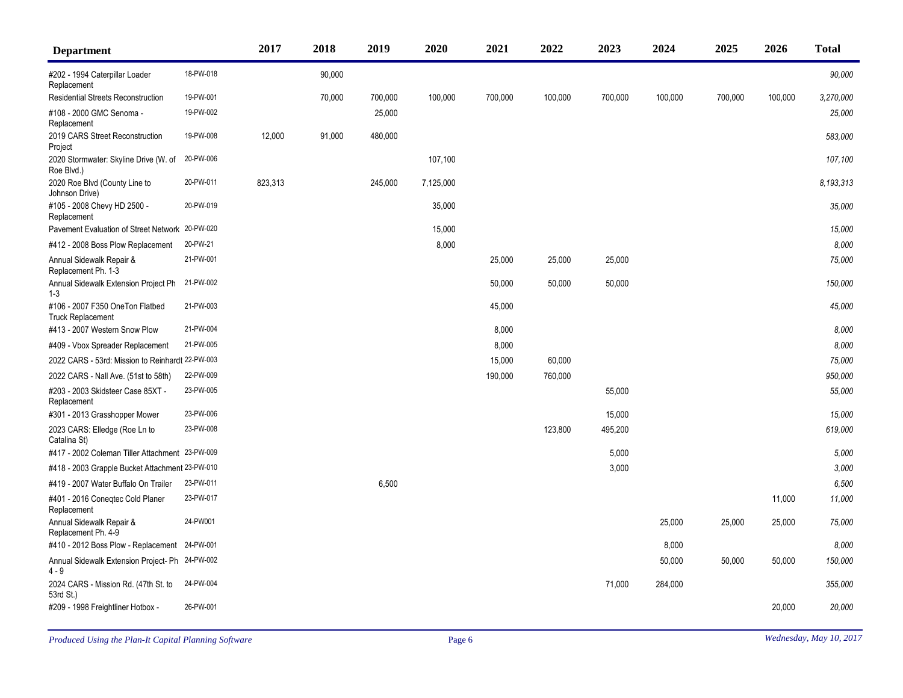| Department | | 2017 | 2018 | 2019 | 2020 | 2021 | 2022 | 2023 | 2024 | 2025 | 2026 | Total |
|---|---|---|---|---|---|---|---|---|---|---|---|---|
| #202 - 1994 Caterpillar Loader Replacement | 18-PW-018 | | 90,000 | | | | | | | | | *90,000* |
| Residential Streets Reconstruction | 19-PW-001 | | 70,000 | 700,000 | 100,000 | 700,000 | 100,000 | 700,000 | 100,000 | 700,000 | 100,000 | *3,270,000* |
| #108 - 2000 GMC Senoma - Replacement | 19-PW-002 | | | 25,000 | | | | | | | | *25,000* |
| 2019 CARS Street Reconstruction Project | 19-PW-008 | 12,000 | 91,000 | 480,000 | | | | | | | | *583,000* |
| 2020 Stormwater: Skyline Drive (W. of Roe Blvd.) | 20-PW-006 | | | | 107,100 | | | | | | | *107,100* |
| 2020 Roe Blvd (County Line to Johnson Drive) | 20-PW-011 | 823,313 | | 245,000 | 7,125,000 | | | | | | | *8,193,313* |
| #105 - 2008 Chevy HD 2500 - Replacement | 20-PW-019 | | | | 35,000 | | | | | | | *35,000* |
| Pavement Evaluation of Street Network | 20-PW-020 | | | | 15,000 | | | | | | | *15,000* |
| #412 - 2008 Boss Plow Replacement | 20-PW-21 | | | | 8,000 | | | | | | | *8,000* |
| Annual Sidewalk Repair & Replacement Ph. 1-3 | 21-PW-001 | | | | | 25,000 | 25,000 | 25,000 | | | | *75,000* |
| Annual Sidewalk Extension Project Ph 1-3 | 21-PW-002 | | | | | 50,000 | 50,000 | 50,000 | | | | *150,000* |
| #106 - 2007 F350 OneTon Flatbed Truck Replacement | 21-PW-003 | | | | | 45,000 | | | | | | *45,000* |
| #413 - 2007 Western Snow Plow | 21-PW-004 | | | | | 8,000 | | | | | | *8,000* |
| #409 - Vbox Spreader Replacement | 21-PW-005 | | | | | 8,000 | | | | | | *8,000* |
| 2022 CARS - 53rd: Mission to Reinhardt | 22-PW-003 | | | | | 15,000 | 60,000 | | | | | *75,000* |
| 2022 CARS - Nall Ave. (51st to 58th) | 22-PW-009 | | | | | 190,000 | 760,000 | | | | | *950,000* |
| #203 - 2003 Skidsteer Case 85XT - Replacement | 23-PW-005 | | | | | | | 55,000 | | | | *55,000* |
| #301 - 2013 Grasshopper Mower | 23-PW-006 | | | | | | | 15,000 | | | | *15,000* |
| 2023 CARS: Elledge (Roe Ln to Catalina St) | 23-PW-008 | | | | | | 123,800 | 495,200 | | | | *619,000* |
| #417 - 2002 Coleman Tiller Attachment | 23-PW-009 | | | | | | | 5,000 | | | | *5,000* |
| #418 - 2003 Grapple Bucket Attachment | 23-PW-010 | | | | | | | 3,000 | | | | *3,000* |
| #419 - 2007 Water Buffalo On Trailer | 23-PW-011 | | | 6,500 | | | | | | | | *6,500* |
| #401 - 2016 Coneqtec Cold Planer Replacement | 23-PW-017 | | | | | | | | | | 11,000 | *11,000* |
| Annual Sidewalk Repair & Replacement Ph. 4-9 | 24-PW001 | | | | | | | | 25,000 | 25,000 | 25,000 | *75,000* |
| #410 - 2012 Boss Plow - Replacement | 24-PW-001 | | | | | | | | 8,000 | | | *8,000* |
| Annual Sidewalk Extension Project- Ph 4 - 9 | 24-PW-002 | | | | | | | | 50,000 | 50,000 | 50,000 | *150,000* |
| 2024 CARS - Mission Rd. (47th St. to 53rd St.) | 24-PW-004 | | | | | | | 71,000 | 284,000 | | | *355,000* |
| #209 - 1998 Freightliner Hotbox - | 26-PW-001 | | | | | | | | | | 20,000 | *20,000* |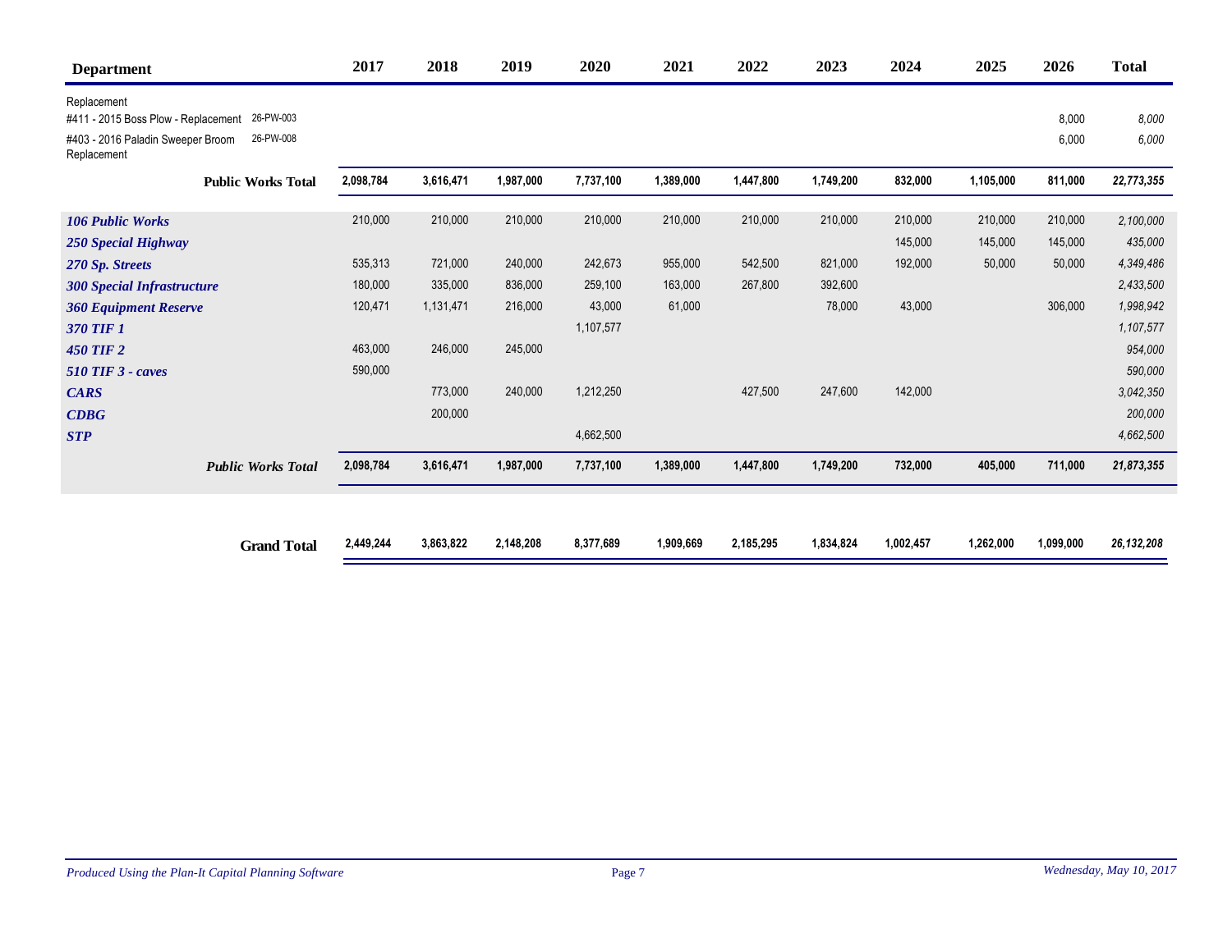| Department | | 2017 | 2018 | 2019 | 2020 | 2021 | 2022 | 2023 | 2024 | 2025 | 2026 | Total |
|---|---|---|---|---|---|---|---|---|---|---|---|---|
| Replacement | | | | | | | | | | | | |
| #411 - 2015 Boss Plow - Replacement | 26-PW-003 | | | | | | | | | | 8,000 | *8,000* |
| #403 - 2016 Paladin Sweeper Broom Replacement | 26-PW-008 | | | | | | | | | | 6,000 | *6,000* |
| **Public Works Total** | | **2,098,784** | **3,616,471** | **1,987,000** | **7,737,100** | **1,389,000** | **1,447,800** | **1,749,200** | **832,000** | **1,105,000** | **811,000** | ***22,773,355*** |

| Department | 2017 | 2018 | 2019 | 2020 | 2021 | 2022 | 2023 | 2024 | 2025 | 2026 | Total |
|---|---|---|---|---|---|---|---|---|---|---|---|
| ***106 Public Works*** | 210,000 | 210,000 | 210,000 | 210,000 | 210,000 | 210,000 | 210,000 | 210,000 | 210,000 | 210,000 | *2,100,000* |
| ***250 Special Highway*** | | | | | | | | 145,000 | 145,000 | 145,000 | *435,000* |
| ***270 Sp. Streets*** | 535,313 | 721,000 | 240,000 | 242,673 | 955,000 | 542,500 | 821,000 | 192,000 | 50,000 | 50,000 | *4,349,486* |
| ***300 Special Infrastructure*** | 180,000 | 335,000 | 836,000 | 259,100 | 163,000 | 267,800 | 392,600 | | | | *2,433,500* |
| ***360 Equipment Reserve*** | 120,471 | 1,131,471 | 216,000 | 43,000 | 61,000 | | 78,000 | 43,000 | | 306,000 | *1,998,942* |
| ***370 TIF 1*** | | | | 1,107,577 | | | | | | | *1,107,577* |
| ***450 TIF 2*** | 463,000 | 246,000 | 245,000 | | | | | | | | *954,000* |
| ***510 TIF 3 - caves*** | 590,000 | | | | | | | | | | *590,000* |
| ***CARS*** | | 773,000 | 240,000 | 1,212,250 | | 427,500 | 247,600 | 142,000 | | | *3,042,350* |
| ***CDBG*** | | 200,000 | | | | | | | | | *200,000* |
| ***STP*** | | | | 4,662,500 | | | | | | | *4,662,500* |
| ***Public Works Total*** | **2,098,784** | **3,616,471** | **1,987,000** | **7,737,100** | **1,389,000** | **1,447,800** | **1,749,200** | **732,000** | **405,000** | **711,000** | ***21,873,355*** |

| | 2017 | 2018 | 2019 | 2020 | 2021 | 2022 | 2023 | 2024 | 2025 | 2026 | Total |
|---|---|---|---|---|---|---|---|---|---|---|---|
| **Grand Total** | **2,449,244** | **3,863,822** | **2,148,208** | **8,377,689** | **1,909,669** | **2,185,295** | **1,834,824** | **1,002,457** | **1,262,000** | **1,099,000** | ***26,132,208*** |

*Produced Using the Plan-It Capital Planning Software*

*Wednesday, May 10, 2017*